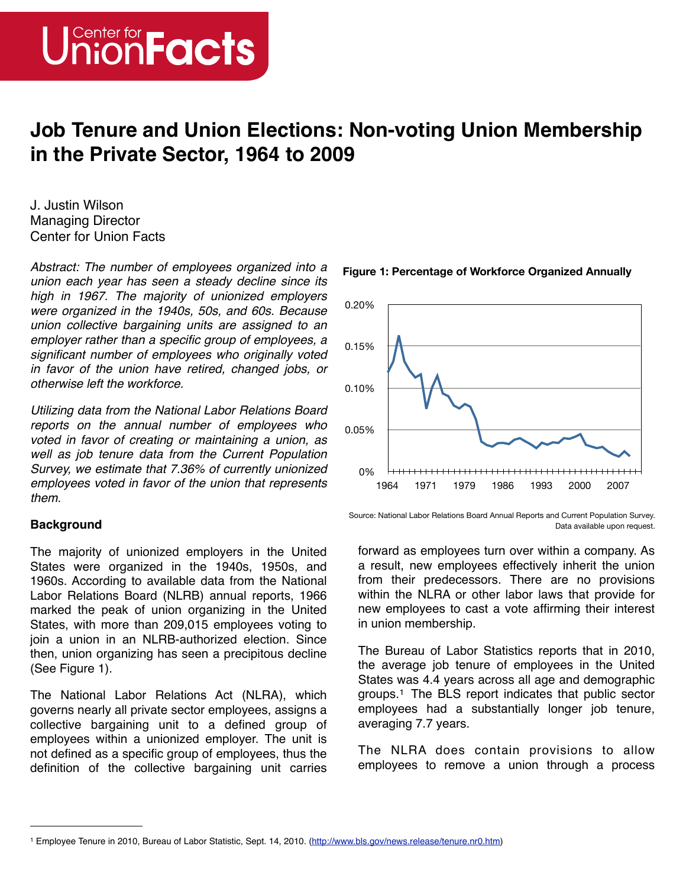Center for UnionFacts

# Job Tenure and Union Elections: Non-voting Union Membership in the Private Sector, 1964 to 2009

J. Justin Wilson
Managing Director
Center for Union Facts

*Abstract: The number of employees organized into a union each year has seen a steady decline since its high in 1967. The majority of unionized employers were organized in the 1940s, 50s, and 60s. Because union collective bargaining units are assigned to an employer rather than a specific group of employees, a significant number of employees who originally voted in favor of the union have retired, changed jobs, or otherwise left the workforce.*

*Utilizing data from the National Labor Relations Board reports on the annual number of employees who voted in favor of creating or maintaining a union, as well as job tenure data from the Current Population Survey, we estimate that 7.36% of currently unionized employees voted in favor of the union that represents them.*

**Figure 1: Percentage of Workforce Organized Annually**

Source: National Labor Relations Board Annual Reports and Current Population Survey. Data available upon request.

## Background

The majority of unionized employers in the United States were organized in the 1940s, 1950s, and 1960s. According to available data from the National Labor Relations Board (NLRB) annual reports, 1966 marked the peak of union organizing in the United States, with more than 209,015 employees voting to join a union in an NLRB-authorized election. Since then, union organizing has seen a precipitous decline (See Figure 1).

The National Labor Relations Act (NLRA), which governs nearly all private sector employees, assigns a collective bargaining unit to a defined group of employees within a unionized employer. The unit is not defined as a specific group of employees, thus the definition of the collective bargaining unit carries forward as employees turn over within a company. As a result, new employees effectively inherit the union from their predecessors. There are no provisions within the NLRA or other labor laws that provide for new employees to cast a vote affirming their interest in union membership.

The Bureau of Labor Statistics reports that in 2010, the average job tenure of employees in the United States was 4.4 years across all age and demographic groups.[1] The BLS report indicates that public sector employees had a substantially longer job tenure, averaging 7.7 years.

The NLRA does contain provisions to allow employees to remove a union through a process

[1] Employee Tenure in 2010, Bureau of Labor Statistic, Sept. 14, 2010. (http://www.bls.gov/news.release/tenure.nr0.htm)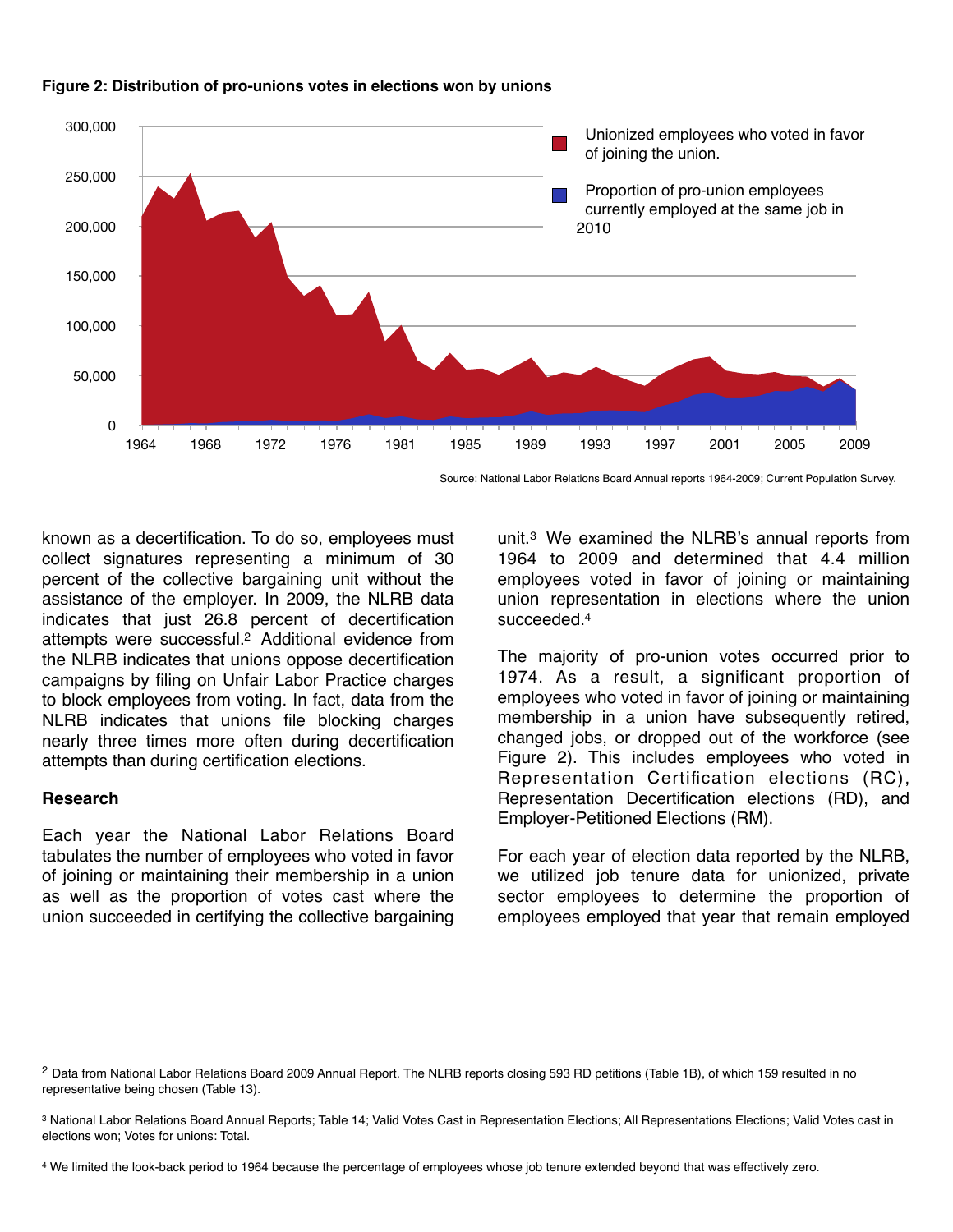**Figure 2: Distribution of pro-unions votes in elections won by unions**

Source: National Labor Relations Board Annual reports 1964-2009; Current Population Survey.

known as a decertification. To do so, employees must collect signatures representing a minimum of 30 percent of the collective bargaining unit without the assistance of the employer. In 2009, the NLRB data indicates that just 26.8 percent of decertification attempts were successful.[2] Additional evidence from the NLRB indicates that unions oppose decertification campaigns by filing on Unfair Labor Practice charges to block employees from voting. In fact, data from the NLRB indicates that unions file blocking charges nearly three times more often during decertification attempts than during certification elections.

### Research

Each year the National Labor Relations Board tabulates the number of employees who voted in favor of joining or maintaining their membership in a union as well as the proportion of votes cast where the union succeeded in certifying the collective bargaining unit.[3] We examined the NLRB's annual reports from 1964 to 2009 and determined that 4.4 million employees voted in favor of joining or maintaining union representation in elections where the union succeeded.[4]

The majority of pro-union votes occurred prior to 1974. As a result, a significant proportion of employees who voted in favor of joining or maintaining membership in a union have subsequently retired, changed jobs, or dropped out of the workforce (see Figure 2). This includes employees who voted in Representation Certification elections (RC), Representation Decertification elections (RD), and Employer-Petitioned Elections (RM).

For each year of election data reported by the NLRB, we utilized job tenure data for unionized, private sector employees to determine the proportion of employees employed that year that remain employed

---

[2] Data from National Labor Relations Board 2009 Annual Report. The NLRB reports closing 593 RD petitions (Table 1B), of which 159 resulted in no representative being chosen (Table 13).

[3] National Labor Relations Board Annual Reports; Table 14; Valid Votes Cast in Representation Elections; All Representations Elections; Valid Votes cast in elections won; Votes for unions: Total.

[4] We limited the look-back period to 1964 because the percentage of employees whose job tenure extended beyond that was effectively zero.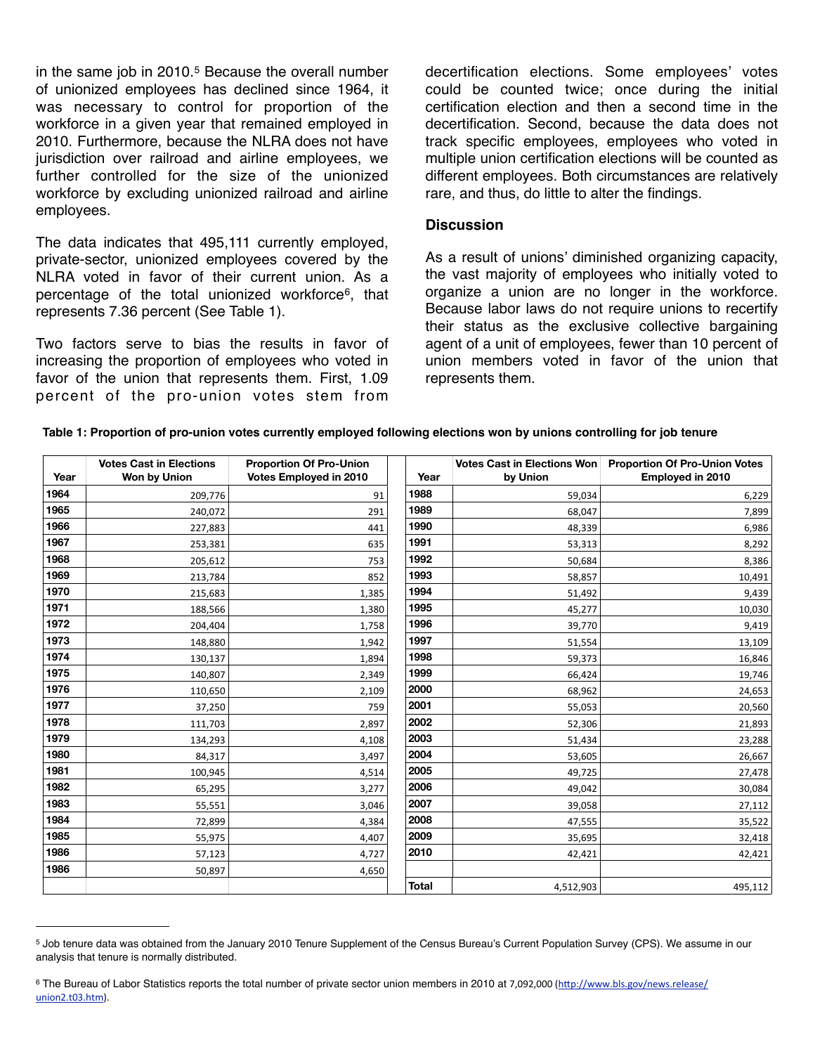in the same job in 2010.[5] Because the overall number of unionized employees has declined since 1964, it was necessary to control for proportion of the workforce in a given year that remained employed in 2010. Furthermore, because the NLRA does not have jurisdiction over railroad and airline employees, we further controlled for the size of the unionized workforce by excluding unionized railroad and airline employees.

The data indicates that 495,111 currently employed, private-sector, unionized employees covered by the NLRA voted in favor of their current union. As a percentage of the total unionized workforce[6], that represents 7.36 percent (See Table 1).

Two factors serve to bias the results in favor of increasing the proportion of employees who voted in favor of the union that represents them. First, 1.09 percent of the pro-union votes stem from decertification elections. Some employees' votes could be counted twice; once during the initial certification election and then a second time in the decertification. Second, because the data does not track specific employees, employees who voted in multiple union certification elections will be counted as different employees. Both circumstances are relatively rare, and thus, do little to alter the findings.

## Discussion

As a result of unions' diminished organizing capacity, the vast majority of employees who initially voted to organize a union are no longer in the workforce. Because labor laws do not require unions to recertify their status as the exclusive collective bargaining agent of a unit of employees, fewer than 10 percent of union members voted in favor of the union that represents them.

**Table 1: Proportion of pro-union votes currently employed following elections won by unions controlling for job tenure**

| Year | Votes Cast in Elections Won by Union | Proportion Of Pro-Union Votes Employed in 2010 | Year | Votes Cast in Elections Won by Union | Proportion Of Pro-Union Votes Employed in 2010 |
|---|---|---|---|---|---|
| 1964 | 209,776 | 91 | 1988 | 59,034 | 6,229 |
| 1965 | 240,072 | 291 | 1989 | 68,047 | 7,899 |
| 1966 | 227,883 | 441 | 1990 | 48,339 | 6,986 |
| 1967 | 253,381 | 635 | 1991 | 53,313 | 8,292 |
| 1968 | 205,612 | 753 | 1992 | 50,684 | 8,386 |
| 1969 | 213,784 | 852 | 1993 | 58,857 | 10,491 |
| 1970 | 215,683 | 1,385 | 1994 | 51,492 | 9,439 |
| 1971 | 188,566 | 1,380 | 1995 | 45,277 | 10,030 |
| 1972 | 204,404 | 1,758 | 1996 | 39,770 | 9,419 |
| 1973 | 148,880 | 1,942 | 1997 | 51,554 | 13,109 |
| 1974 | 130,137 | 1,894 | 1998 | 59,373 | 16,846 |
| 1975 | 140,807 | 2,349 | 1999 | 66,424 | 19,746 |
| 1976 | 110,650 | 2,109 | 2000 | 68,962 | 24,653 |
| 1977 | 37,250 | 759 | 2001 | 55,053 | 20,560 |
| 1978 | 111,703 | 2,897 | 2002 | 52,306 | 21,893 |
| 1979 | 134,293 | 4,108 | 2003 | 51,434 | 23,288 |
| 1980 | 84,317 | 3,497 | 2004 | 53,605 | 26,667 |
| 1981 | 100,945 | 4,514 | 2005 | 49,725 | 27,478 |
| 1982 | 65,295 | 3,277 | 2006 | 49,042 | 30,084 |
| 1983 | 55,551 | 3,046 | 2007 | 39,058 | 27,112 |
| 1984 | 72,899 | 4,384 | 2008 | 47,555 | 35,522 |
| 1985 | 55,975 | 4,407 | 2009 | 35,695 | 32,418 |
| 1986 | 57,123 | 4,727 | 2010 | 42,421 | 42,421 |
| 1986 | 50,897 | 4,650 | | | |
| | | | Total | 4,512,903 | 495,112 |

[5] Job tenure data was obtained from the January 2010 Tenure Supplement of the Census Bureau's Current Population Survey (CPS). We assume in our analysis that tenure is normally distributed.

[6] The Bureau of Labor Statistics reports the total number of private sector union members in 2010 at 7,092,000 (http://www.bls.gov/news.release/union2.t03.htm).